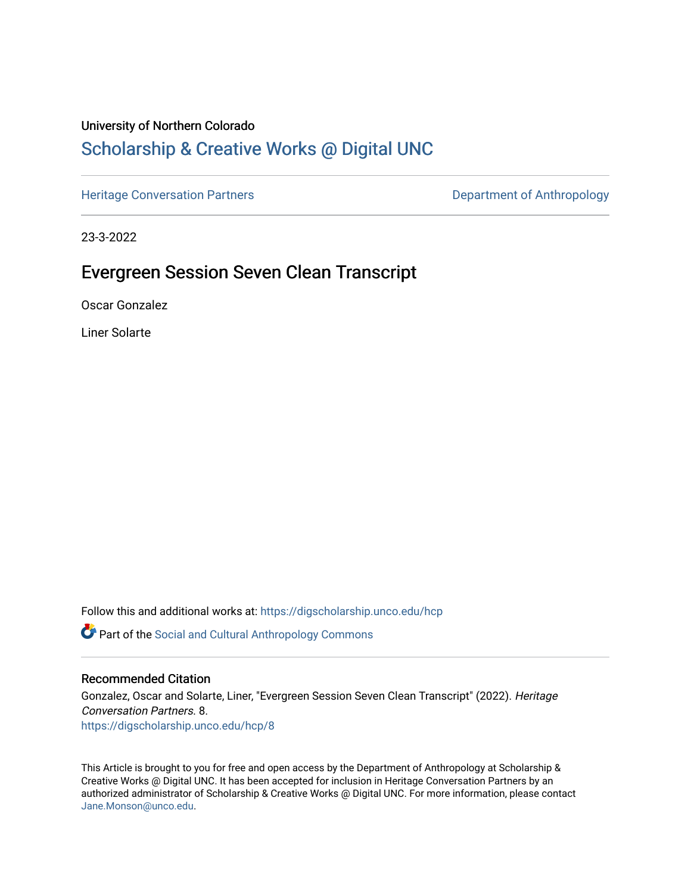University of Northern Colorado

# Scholarship & Creative Works @ Digital UNC

Heritage Conversation Partners | Department of Anthropology

23-3-2022

## Evergreen Session Seven Clean Transcript

Oscar Gonzalez

Liner Solarte

Follow this and additional works at: https://digscholarship.unco.edu/hcp

Part of the Social and Cultural Anthropology Commons

### Recommended Citation

Gonzalez, Oscar and Solarte, Liner, "Evergreen Session Seven Clean Transcript" (2022). *Heritage Conversation Partners*. 8.
https://digscholarship.unco.edu/hcp/8

This Article is brought to you for free and open access by the Department of Anthropology at Scholarship & Creative Works @ Digital UNC. It has been accepted for inclusion in Heritage Conversation Partners by an authorized administrator of Scholarship & Creative Works @ Digital UNC. For more information, please contact Jane.Monson@unco.edu.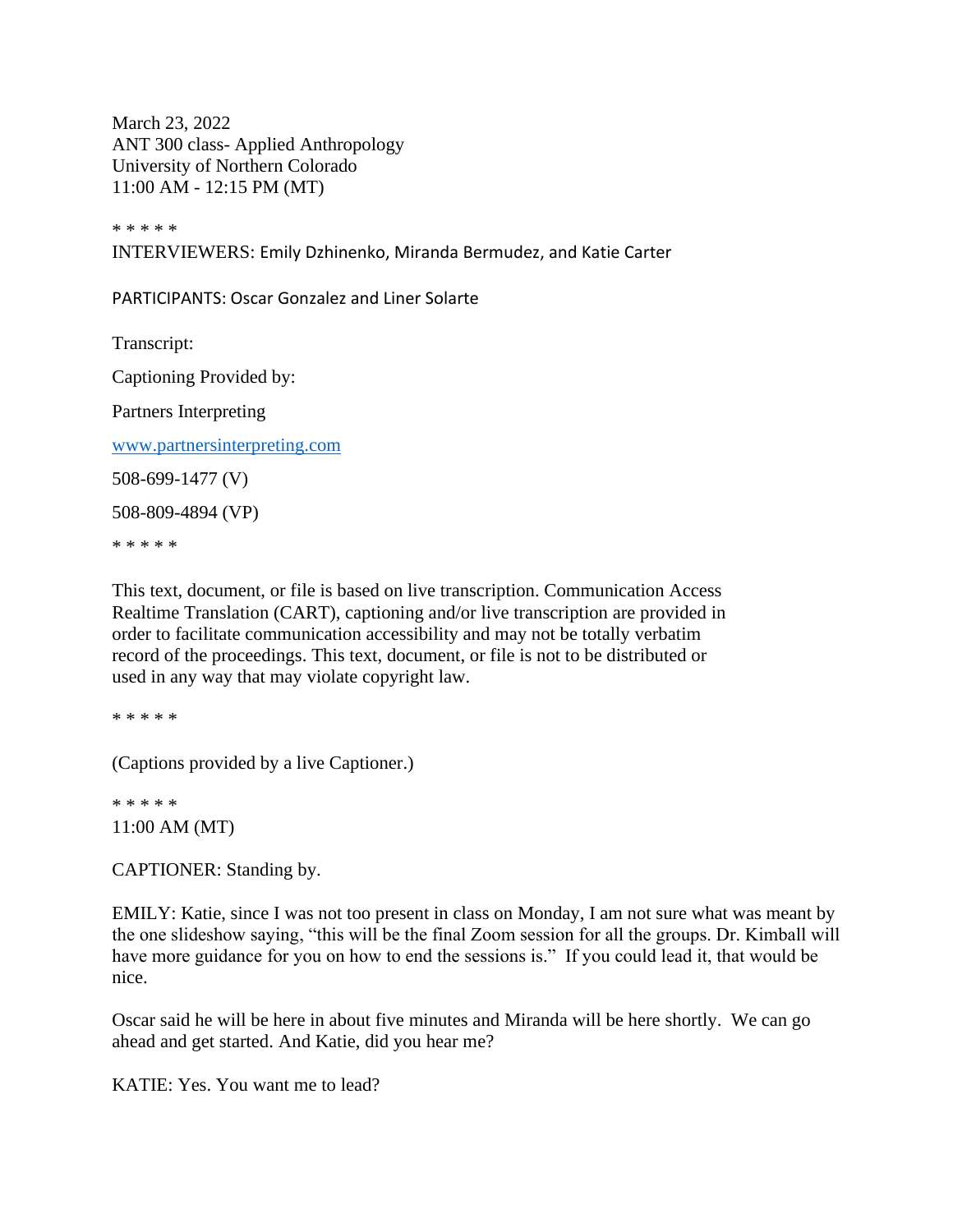March 23, 2022
ANT 300 class- Applied Anthropology
University of Northern Colorado
11:00 AM - 12:15 PM (MT)

* * * * *

INTERVIEWERS: Emily Dzhinenko, Miranda Bermudez, and Katie Carter

PARTICIPANTS: Oscar Gonzalez and Liner Solarte

Transcript:

Captioning Provided by:

Partners Interpreting

www.partnersinterpreting.com

508-699-1477 (V)

508-809-4894 (VP)

* * * * *

This text, document, or file is based on live transcription. Communication Access Realtime Translation (CART), captioning and/or live transcription are provided in order to facilitate communication accessibility and may not be totally verbatim record of the proceedings. This text, document, or file is not to be distributed or used in any way that may violate copyright law.

* * * * *

(Captions provided by a live Captioner.)

* * * * *

11:00 AM (MT)

CAPTIONER: Standing by.

EMILY: Katie, since I was not too present in class on Monday, I am not sure what was meant by the one slideshow saying, "this will be the final Zoom session for all the groups. Dr. Kimball will have more guidance for you on how to end the sessions is." If you could lead it, that would be nice.

Oscar said he will be here in about five minutes and Miranda will be here shortly. We can go ahead and get started. And Katie, did you hear me?

KATIE: Yes. You want me to lead?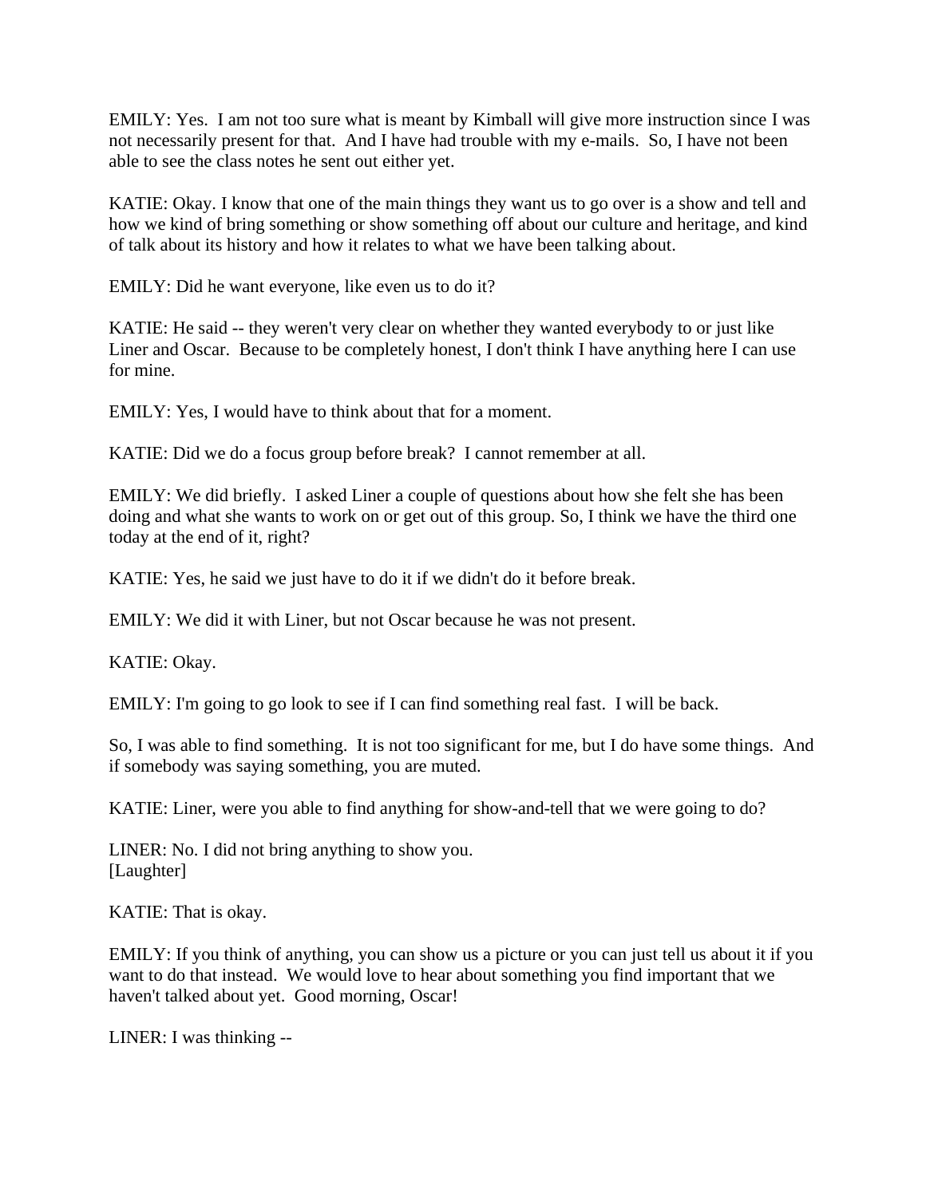EMILY: Yes. I am not too sure what is meant by Kimball will give more instruction since I was not necessarily present for that. And I have had trouble with my e-mails. So, I have not been able to see the class notes he sent out either yet.

KATIE: Okay. I know that one of the main things they want us to go over is a show and tell and how we kind of bring something or show something off about our culture and heritage, and kind of talk about its history and how it relates to what we have been talking about.

EMILY: Did he want everyone, like even us to do it?

KATIE: He said -- they weren't very clear on whether they wanted everybody to or just like Liner and Oscar. Because to be completely honest, I don't think I have anything here I can use for mine.

EMILY: Yes, I would have to think about that for a moment.

KATIE: Did we do a focus group before break? I cannot remember at all.

EMILY: We did briefly. I asked Liner a couple of questions about how she felt she has been doing and what she wants to work on or get out of this group. So, I think we have the third one today at the end of it, right?

KATIE: Yes, he said we just have to do it if we didn't do it before break.

EMILY: We did it with Liner, but not Oscar because he was not present.

KATIE: Okay.

EMILY: I'm going to go look to see if I can find something real fast. I will be back.

So, I was able to find something. It is not too significant for me, but I do have some things. And if somebody was saying something, you are muted.

KATIE: Liner, were you able to find anything for show-and-tell that we were going to do?

LINER: No. I did not bring anything to show you.
[Laughter]

KATIE: That is okay.

EMILY: If you think of anything, you can show us a picture or you can just tell us about it if you want to do that instead. We would love to hear about something you find important that we haven't talked about yet. Good morning, Oscar!

LINER: I was thinking --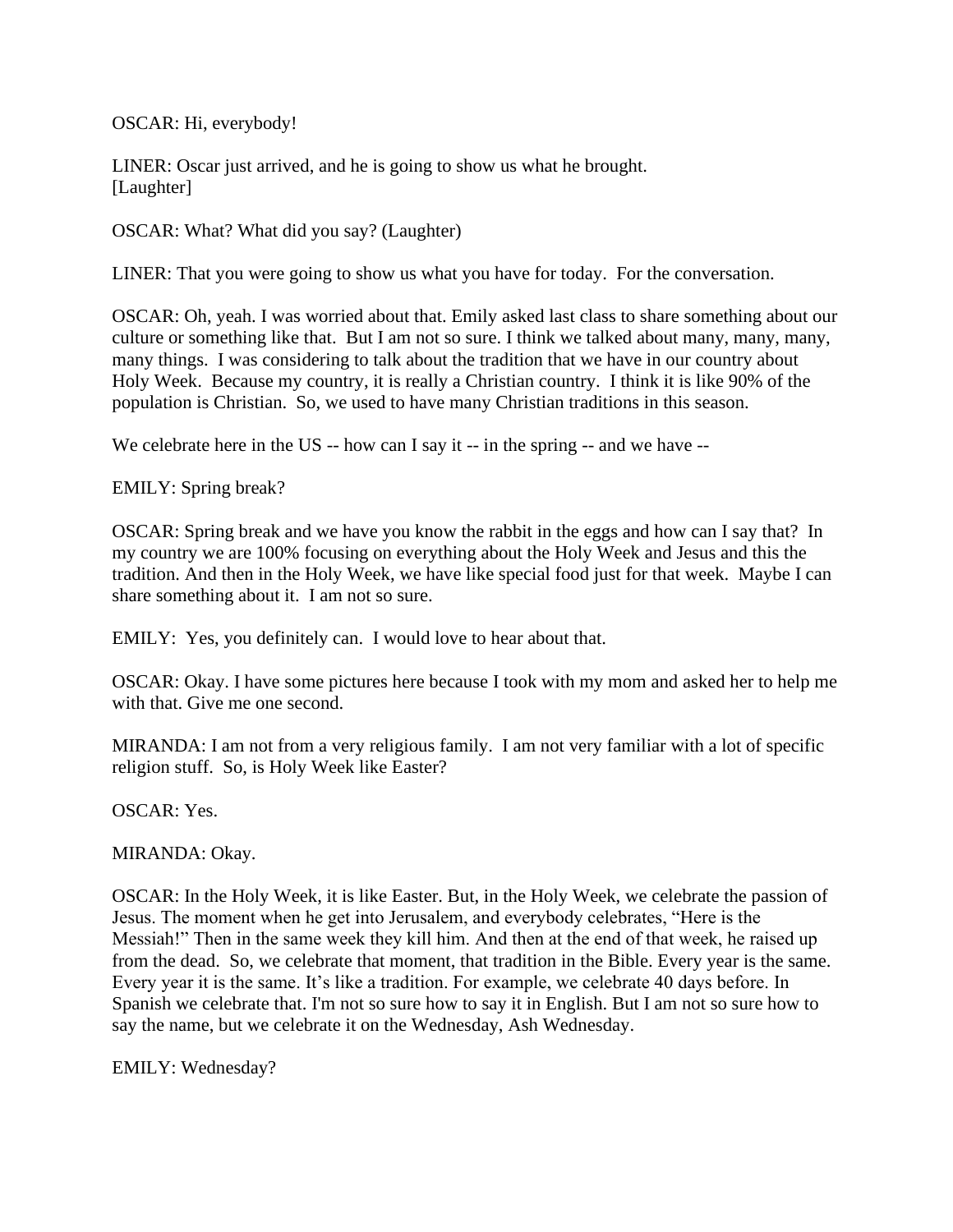OSCAR: Hi, everybody!

LINER: Oscar just arrived, and he is going to show us what he brought.
[Laughter]

OSCAR: What? What did you say? (Laughter)

LINER: That you were going to show us what you have for today. For the conversation.

OSCAR: Oh, yeah. I was worried about that. Emily asked last class to share something about our culture or something like that. But I am not so sure. I think we talked about many, many, many, many things. I was considering to talk about the tradition that we have in our country about Holy Week. Because my country, it is really a Christian country. I think it is like 90% of the population is Christian. So, we used to have many Christian traditions in this season.

We celebrate here in the US -- how can I say it -- in the spring -- and we have --

EMILY: Spring break?

OSCAR: Spring break and we have you know the rabbit in the eggs and how can I say that? In my country we are 100% focusing on everything about the Holy Week and Jesus and this the tradition. And then in the Holy Week, we have like special food just for that week. Maybe I can share something about it. I am not so sure.

EMILY: Yes, you definitely can. I would love to hear about that.

OSCAR: Okay. I have some pictures here because I took with my mom and asked her to help me with that. Give me one second.

MIRANDA: I am not from a very religious family. I am not very familiar with a lot of specific religion stuff. So, is Holy Week like Easter?

OSCAR: Yes.

MIRANDA: Okay.

OSCAR: In the Holy Week, it is like Easter. But, in the Holy Week, we celebrate the passion of Jesus. The moment when he get into Jerusalem, and everybody celebrates, "Here is the Messiah!" Then in the same week they kill him. And then at the end of that week, he raised up from the dead. So, we celebrate that moment, that tradition in the Bible. Every year is the same. Every year it is the same. It's like a tradition. For example, we celebrate 40 days before. In Spanish we celebrate that. I'm not so sure how to say it in English. But I am not so sure how to say the name, but we celebrate it on the Wednesday, Ash Wednesday.

EMILY: Wednesday?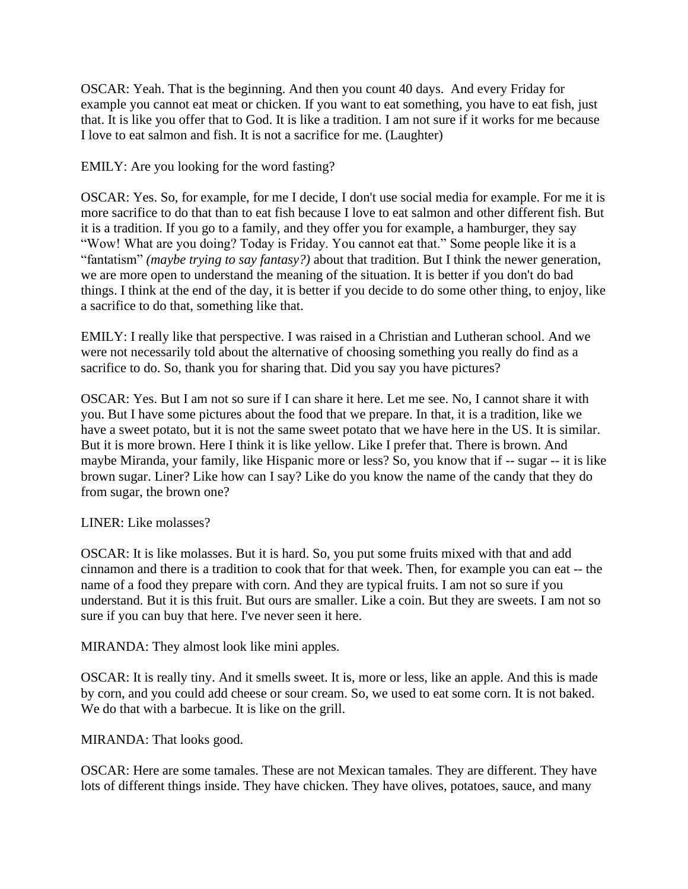OSCAR: Yeah. That is the beginning. And then you count 40 days. And every Friday for example you cannot eat meat or chicken. If you want to eat something, you have to eat fish, just that. It is like you offer that to God. It is like a tradition. I am not sure if it works for me because I love to eat salmon and fish. It is not a sacrifice for me. (Laughter)

EMILY: Are you looking for the word fasting?

OSCAR: Yes. So, for example, for me I decide, I don't use social media for example. For me it is more sacrifice to do that than to eat fish because I love to eat salmon and other different fish. But it is a tradition. If you go to a family, and they offer you for example, a hamburger, they say "Wow! What are you doing? Today is Friday. You cannot eat that." Some people like it is a "fantatism" *(maybe trying to say fantasy?)* about that tradition. But I think the newer generation, we are more open to understand the meaning of the situation. It is better if you don't do bad things. I think at the end of the day, it is better if you decide to do some other thing, to enjoy, like a sacrifice to do that, something like that.

EMILY: I really like that perspective. I was raised in a Christian and Lutheran school. And we were not necessarily told about the alternative of choosing something you really do find as a sacrifice to do. So, thank you for sharing that. Did you say you have pictures?

OSCAR: Yes. But I am not so sure if I can share it here. Let me see. No, I cannot share it with you. But I have some pictures about the food that we prepare. In that, it is a tradition, like we have a sweet potato, but it is not the same sweet potato that we have here in the US. It is similar. But it is more brown. Here I think it is like yellow. Like I prefer that. There is brown. And maybe Miranda, your family, like Hispanic more or less? So, you know that if -- sugar -- it is like brown sugar. Liner? Like how can I say? Like do you know the name of the candy that they do from sugar, the brown one?

LINER: Like molasses?

OSCAR: It is like molasses. But it is hard. So, you put some fruits mixed with that and add cinnamon and there is a tradition to cook that for that week. Then, for example you can eat -- the name of a food they prepare with corn. And they are typical fruits. I am not so sure if you understand. But it is this fruit. But ours are smaller. Like a coin. But they are sweets. I am not so sure if you can buy that here. I've never seen it here.

MIRANDA: They almost look like mini apples.

OSCAR: It is really tiny. And it smells sweet. It is, more or less, like an apple. And this is made by corn, and you could add cheese or sour cream. So, we used to eat some corn. It is not baked. We do that with a barbecue. It is like on the grill.

MIRANDA: That looks good.

OSCAR: Here are some tamales. These are not Mexican tamales. They are different. They have lots of different things inside. They have chicken. They have olives, potatoes, sauce, and many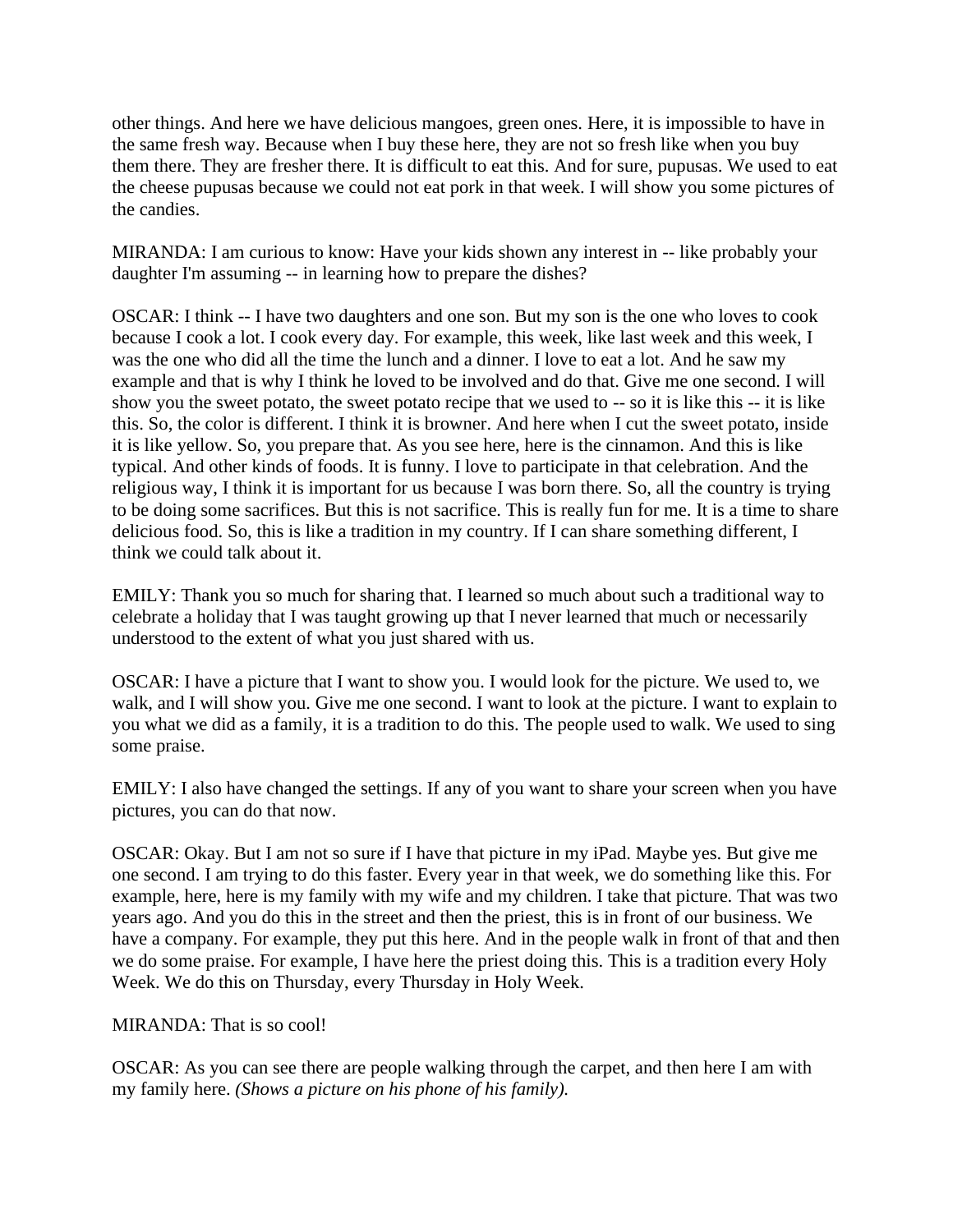other things. And here we have delicious mangoes, green ones. Here, it is impossible to have in the same fresh way. Because when I buy these here, they are not so fresh like when you buy them there. They are fresher there. It is difficult to eat this. And for sure, pupusas. We used to eat the cheese pupusas because we could not eat pork in that week. I will show you some pictures of the candies.

MIRANDA: I am curious to know: Have your kids shown any interest in -- like probably your daughter I'm assuming -- in learning how to prepare the dishes?

OSCAR: I think -- I have two daughters and one son. But my son is the one who loves to cook because I cook a lot. I cook every day. For example, this week, like last week and this week, I was the one who did all the time the lunch and a dinner. I love to eat a lot. And he saw my example and that is why I think he loved to be involved and do that. Give me one second. I will show you the sweet potato, the sweet potato recipe that we used to -- so it is like this -- it is like this. So, the color is different. I think it is browner. And here when I cut the sweet potato, inside it is like yellow. So, you prepare that. As you see here, here is the cinnamon. And this is like typical. And other kinds of foods. It is funny. I love to participate in that celebration. And the religious way, I think it is important for us because I was born there. So, all the country is trying to be doing some sacrifices. But this is not sacrifice. This is really fun for me. It is a time to share delicious food. So, this is like a tradition in my country. If I can share something different, I think we could talk about it.

EMILY: Thank you so much for sharing that. I learned so much about such a traditional way to celebrate a holiday that I was taught growing up that I never learned that much or necessarily understood to the extent of what you just shared with us.

OSCAR: I have a picture that I want to show you. I would look for the picture. We used to, we walk, and I will show you. Give me one second. I want to look at the picture. I want to explain to you what we did as a family, it is a tradition to do this. The people used to walk. We used to sing some praise.

EMILY: I also have changed the settings. If any of you want to share your screen when you have pictures, you can do that now.

OSCAR: Okay. But I am not so sure if I have that picture in my iPad. Maybe yes. But give me one second. I am trying to do this faster. Every year in that week, we do something like this. For example, here, here is my family with my wife and my children. I take that picture. That was two years ago. And you do this in the street and then the priest, this is in front of our business. We have a company. For example, they put this here. And in the people walk in front of that and then we do some praise. For example, I have here the priest doing this. This is a tradition every Holy Week. We do this on Thursday, every Thursday in Holy Week.

MIRANDA: That is so cool!

OSCAR: As you can see there are people walking through the carpet, and then here I am with my family here. *(Shows a picture on his phone of his family).*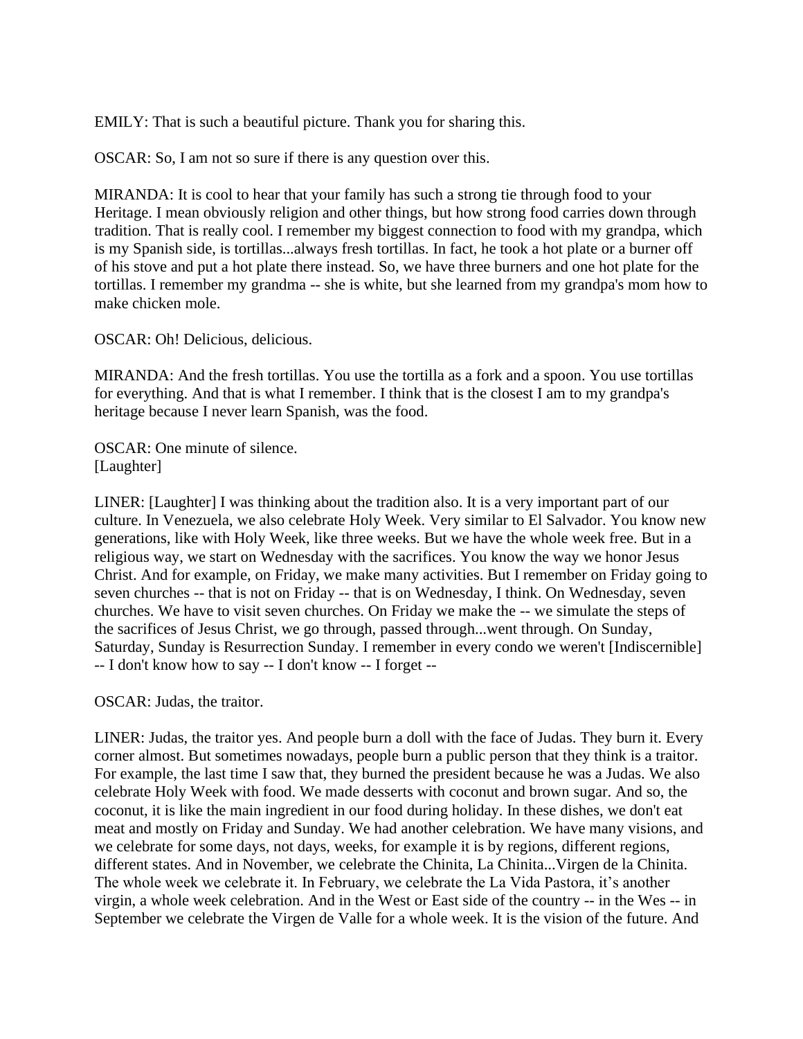EMILY: That is such a beautiful picture. Thank you for sharing this.

OSCAR: So, I am not so sure if there is any question over this.

MIRANDA: It is cool to hear that your family has such a strong tie through food to your Heritage. I mean obviously religion and other things, but how strong food carries down through tradition. That is really cool. I remember my biggest connection to food with my grandpa, which is my Spanish side, is tortillas...always fresh tortillas. In fact, he took a hot plate or a burner off of his stove and put a hot plate there instead. So, we have three burners and one hot plate for the tortillas. I remember my grandma -- she is white, but she learned from my grandpa's mom how to make chicken mole.

OSCAR: Oh! Delicious, delicious.

MIRANDA: And the fresh tortillas. You use the tortilla as a fork and a spoon. You use tortillas for everything. And that is what I remember. I think that is the closest I am to my grandpa's heritage because I never learn Spanish, was the food.

OSCAR: One minute of silence.
[Laughter]

LINER: [Laughter] I was thinking about the tradition also. It is a very important part of our culture. In Venezuela, we also celebrate Holy Week. Very similar to El Salvador. You know new generations, like with Holy Week, like three weeks. But we have the whole week free. But in a religious way, we start on Wednesday with the sacrifices. You know the way we honor Jesus Christ. And for example, on Friday, we make many activities. But I remember on Friday going to seven churches -- that is not on Friday -- that is on Wednesday, I think. On Wednesday, seven churches. We have to visit seven churches. On Friday we make the -- we simulate the steps of the sacrifices of Jesus Christ, we go through, passed through...went through. On Sunday, Saturday, Sunday is Resurrection Sunday. I remember in every condo we weren't [Indiscernible] -- I don't know how to say -- I don't know -- I forget --

OSCAR: Judas, the traitor.

LINER: Judas, the traitor yes. And people burn a doll with the face of Judas. They burn it. Every corner almost. But sometimes nowadays, people burn a public person that they think is a traitor. For example, the last time I saw that, they burned the president because he was a Judas. We also celebrate Holy Week with food. We made desserts with coconut and brown sugar. And so, the coconut, it is like the main ingredient in our food during holiday. In these dishes, we don't eat meat and mostly on Friday and Sunday. We had another celebration. We have many visions, and we celebrate for some days, not days, weeks, for example it is by regions, different regions, different states. And in November, we celebrate the Chinita, La Chinita...Virgen de la Chinita. The whole week we celebrate it. In February, we celebrate the La Vida Pastora, it's another virgin, a whole week celebration. And in the West or East side of the country -- in the Wes -- in September we celebrate the Virgen de Valle for a whole week. It is the vision of the future. And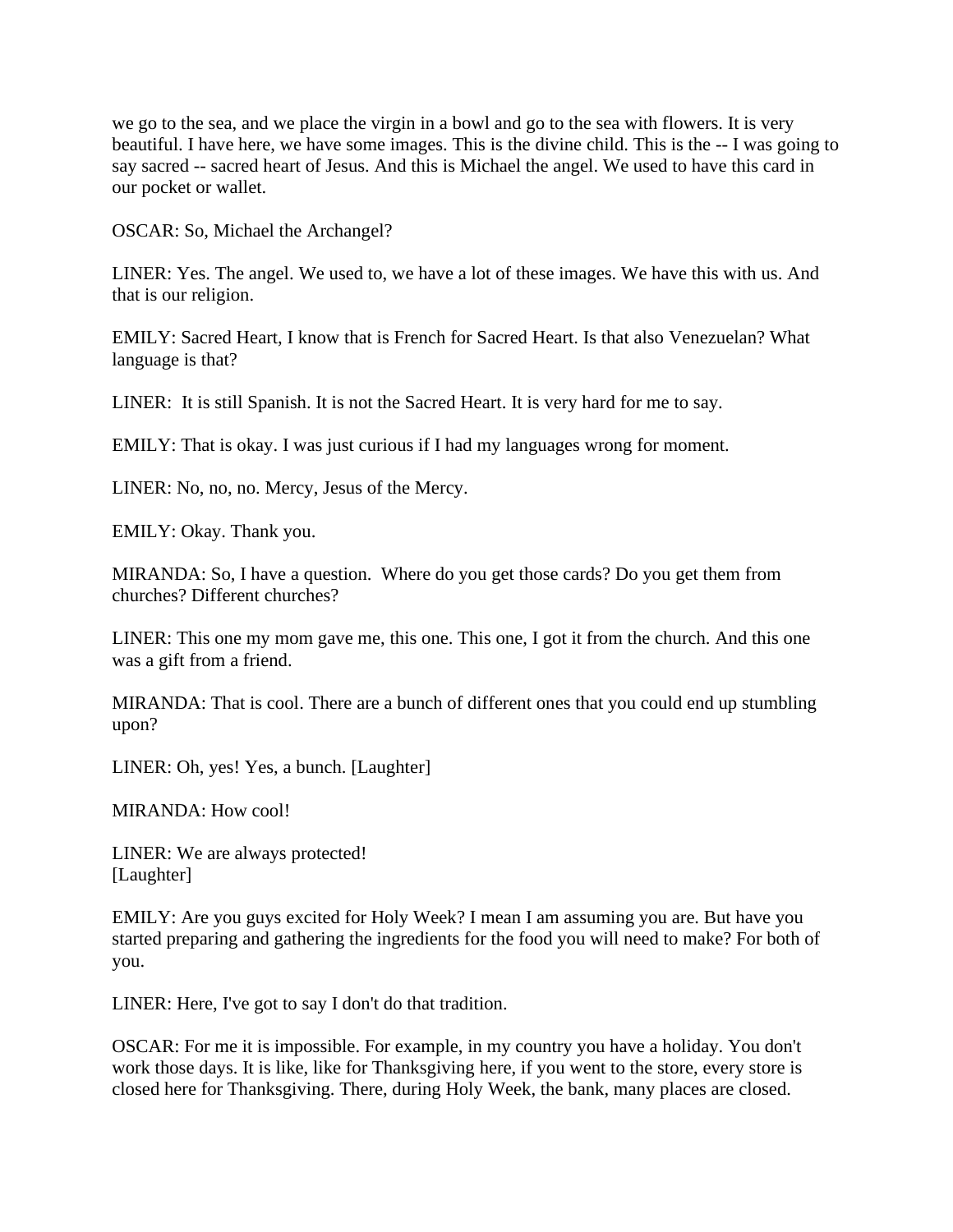we go to the sea, and we place the virgin in a bowl and go to the sea with flowers. It is very beautiful. I have here, we have some images. This is the divine child. This is the -- I was going to say sacred -- sacred heart of Jesus. And this is Michael the angel. We used to have this card in our pocket or wallet.

OSCAR: So, Michael the Archangel?

LINER: Yes. The angel. We used to, we have a lot of these images. We have this with us. And that is our religion.

EMILY: Sacred Heart, I know that is French for Sacred Heart. Is that also Venezuelan? What language is that?

LINER: It is still Spanish. It is not the Sacred Heart. It is very hard for me to say.

EMILY: That is okay. I was just curious if I had my languages wrong for moment.

LINER: No, no, no. Mercy, Jesus of the Mercy.

EMILY: Okay. Thank you.

MIRANDA: So, I have a question. Where do you get those cards? Do you get them from churches? Different churches?

LINER: This one my mom gave me, this one. This one, I got it from the church. And this one was a gift from a friend.

MIRANDA: That is cool. There are a bunch of different ones that you could end up stumbling upon?

LINER: Oh, yes! Yes, a bunch. [Laughter]

MIRANDA: How cool!

LINER: We are always protected!
[Laughter]

EMILY: Are you guys excited for Holy Week? I mean I am assuming you are. But have you started preparing and gathering the ingredients for the food you will need to make? For both of you.

LINER: Here, I've got to say I don't do that tradition.

OSCAR: For me it is impossible. For example, in my country you have a holiday. You don't work those days. It is like, like for Thanksgiving here, if you went to the store, every store is closed here for Thanksgiving. There, during Holy Week, the bank, many places are closed.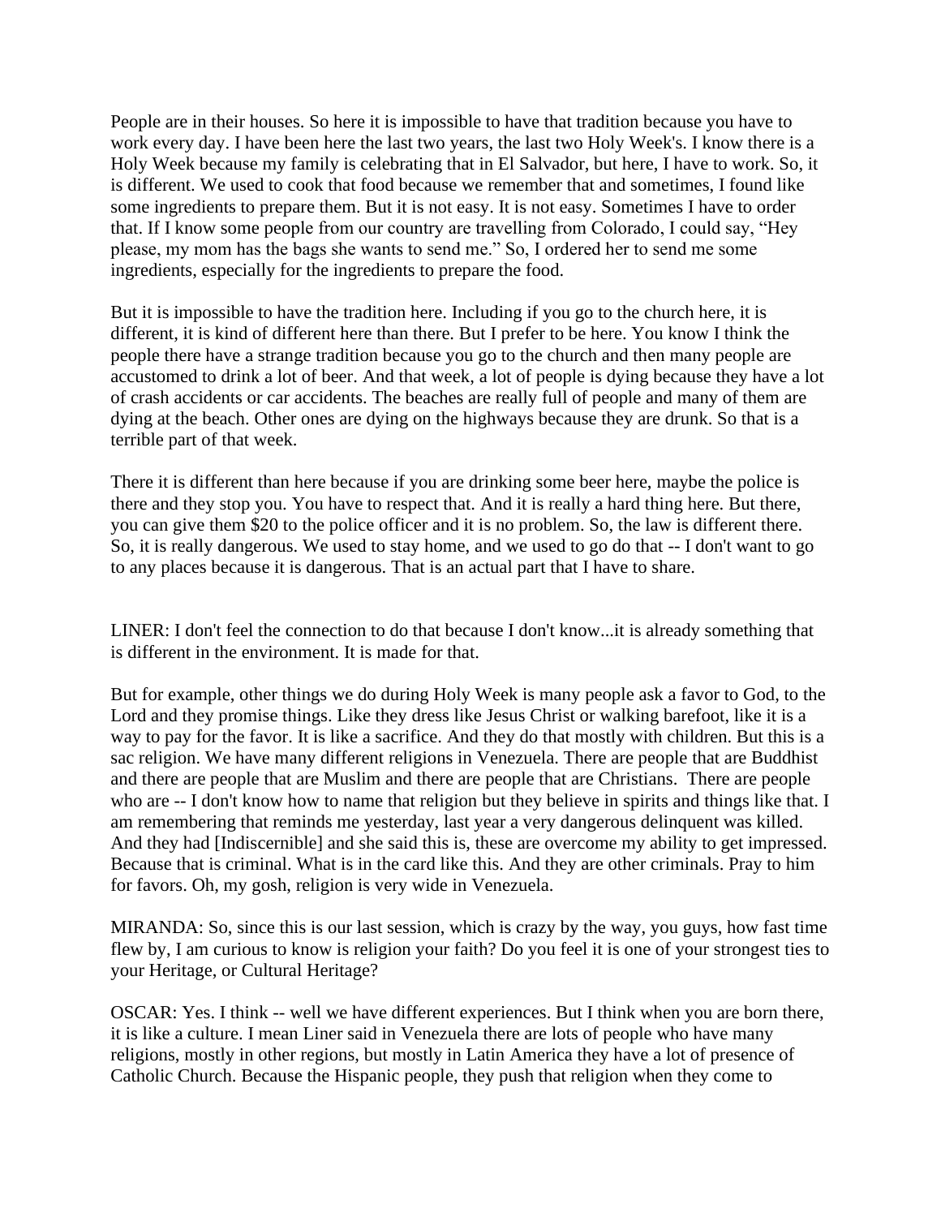People are in their houses. So here it is impossible to have that tradition because you have to work every day. I have been here the last two years, the last two Holy Week's. I know there is a Holy Week because my family is celebrating that in El Salvador, but here, I have to work. So, it is different. We used to cook that food because we remember that and sometimes, I found like some ingredients to prepare them. But it is not easy. It is not easy. Sometimes I have to order that. If I know some people from our country are travelling from Colorado, I could say, "Hey please, my mom has the bags she wants to send me." So, I ordered her to send me some ingredients, especially for the ingredients to prepare the food.

But it is impossible to have the tradition here. Including if you go to the church here, it is different, it is kind of different here than there. But I prefer to be here. You know I think the people there have a strange tradition because you go to the church and then many people are accustomed to drink a lot of beer. And that week, a lot of people is dying because they have a lot of crash accidents or car accidents. The beaches are really full of people and many of them are dying at the beach. Other ones are dying on the highways because they are drunk. So that is a terrible part of that week.

There it is different than here because if you are drinking some beer here, maybe the police is there and they stop you. You have to respect that. And it is really a hard thing here. But there, you can give them $20 to the police officer and it is no problem. So, the law is different there. So, it is really dangerous. We used to stay home, and we used to go do that -- I don't want to go to any places because it is dangerous. That is an actual part that I have to share.

LINER: I don't feel the connection to do that because I don't know...it is already something that is different in the environment. It is made for that.

But for example, other things we do during Holy Week is many people ask a favor to God, to the Lord and they promise things. Like they dress like Jesus Christ or walking barefoot, like it is a way to pay for the favor. It is like a sacrifice. And they do that mostly with children. But this is a sac religion. We have many different religions in Venezuela. There are people that are Buddhist and there are people that are Muslim and there are people that are Christians. There are people who are -- I don't know how to name that religion but they believe in spirits and things like that. I am remembering that reminds me yesterday, last year a very dangerous delinquent was killed. And they had [Indiscernible] and she said this is, these are overcome my ability to get impressed. Because that is criminal. What is in the card like this. And they are other criminals. Pray to him for favors. Oh, my gosh, religion is very wide in Venezuela.

MIRANDA: So, since this is our last session, which is crazy by the way, you guys, how fast time flew by, I am curious to know is religion your faith? Do you feel it is one of your strongest ties to your Heritage, or Cultural Heritage?

OSCAR: Yes. I think -- well we have different experiences. But I think when you are born there, it is like a culture. I mean Liner said in Venezuela there are lots of people who have many religions, mostly in other regions, but mostly in Latin America they have a lot of presence of Catholic Church. Because the Hispanic people, they push that religion when they come to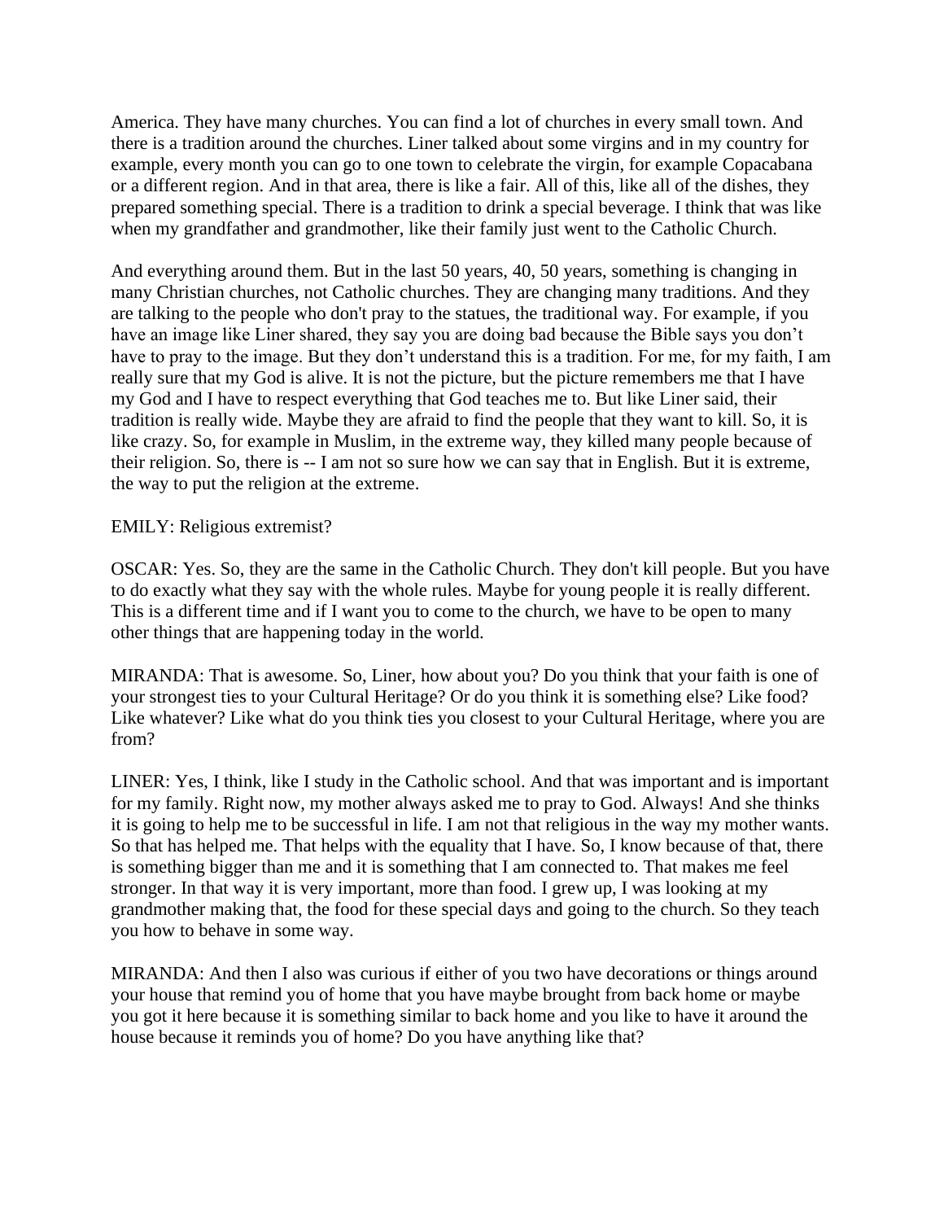America. They have many churches. You can find a lot of churches in every small town. And there is a tradition around the churches. Liner talked about some virgins and in my country for example, every month you can go to one town to celebrate the virgin, for example Copacabana or a different region. And in that area, there is like a fair. All of this, like all of the dishes, they prepared something special. There is a tradition to drink a special beverage. I think that was like when my grandfather and grandmother, like their family just went to the Catholic Church.

And everything around them. But in the last 50 years, 40, 50 years, something is changing in many Christian churches, not Catholic churches. They are changing many traditions. And they are talking to the people who don't pray to the statues, the traditional way. For example, if you have an image like Liner shared, they say you are doing bad because the Bible says you don't have to pray to the image. But they don't understand this is a tradition. For me, for my faith, I am really sure that my God is alive. It is not the picture, but the picture remembers me that I have my God and I have to respect everything that God teaches me to. But like Liner said, their tradition is really wide. Maybe they are afraid to find the people that they want to kill. So, it is like crazy. So, for example in Muslim, in the extreme way, they killed many people because of their religion. So, there is -- I am not so sure how we can say that in English. But it is extreme, the way to put the religion at the extreme.

EMILY: Religious extremist?

OSCAR: Yes. So, they are the same in the Catholic Church. They don't kill people. But you have to do exactly what they say with the whole rules. Maybe for young people it is really different. This is a different time and if I want you to come to the church, we have to be open to many other things that are happening today in the world.

MIRANDA: That is awesome. So, Liner, how about you? Do you think that your faith is one of your strongest ties to your Cultural Heritage? Or do you think it is something else? Like food? Like whatever? Like what do you think ties you closest to your Cultural Heritage, where you are from?

LINER: Yes, I think, like I study in the Catholic school. And that was important and is important for my family. Right now, my mother always asked me to pray to God. Always! And she thinks it is going to help me to be successful in life. I am not that religious in the way my mother wants. So that has helped me. That helps with the equality that I have. So, I know because of that, there is something bigger than me and it is something that I am connected to. That makes me feel stronger. In that way it is very important, more than food. I grew up, I was looking at my grandmother making that, the food for these special days and going to the church. So they teach you how to behave in some way.

MIRANDA: And then I also was curious if either of you two have decorations or things around your house that remind you of home that you have maybe brought from back home or maybe you got it here because it is something similar to back home and you like to have it around the house because it reminds you of home? Do you have anything like that?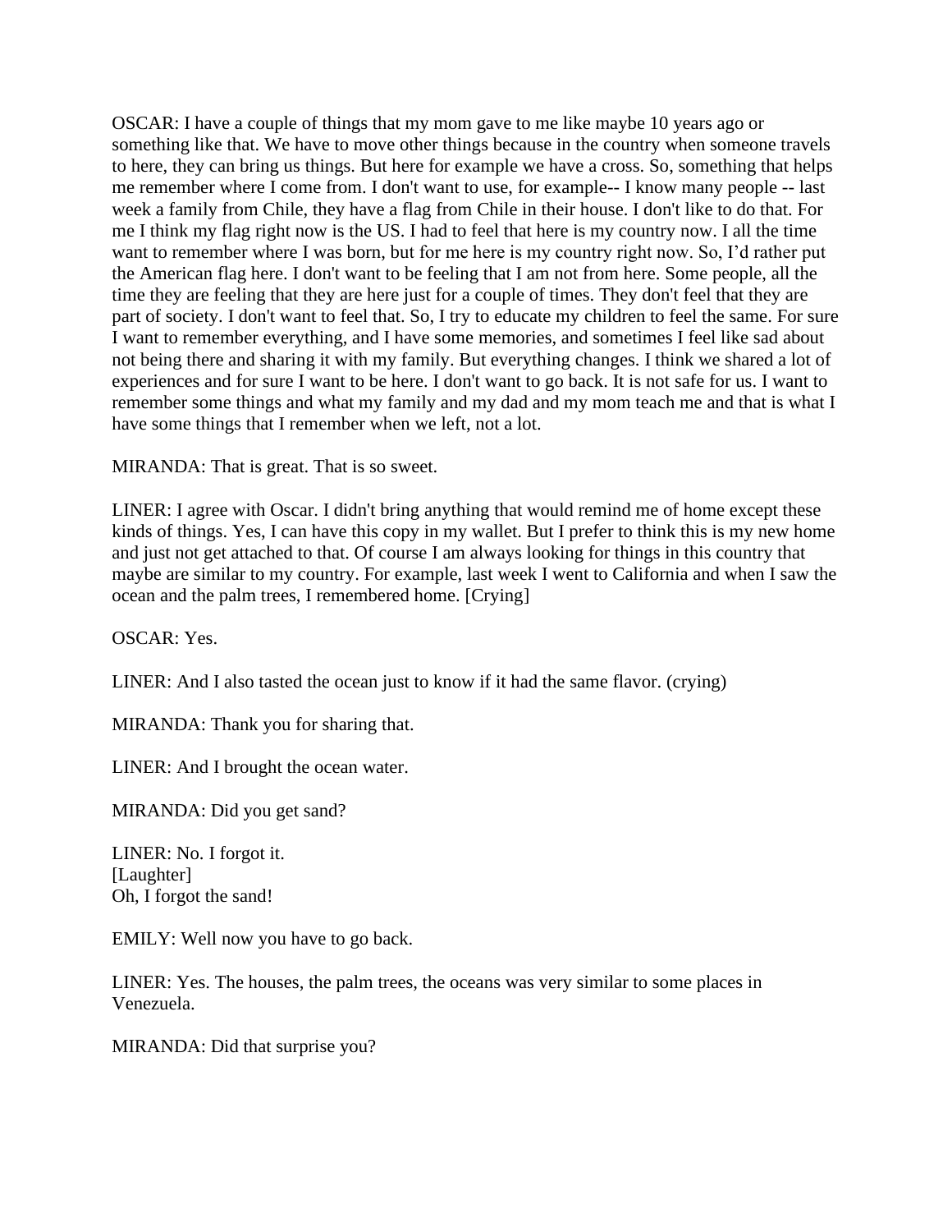OSCAR: I have a couple of things that my mom gave to me like maybe 10 years ago or something like that. We have to move other things because in the country when someone travels to here, they can bring us things. But here for example we have a cross. So, something that helps me remember where I come from. I don't want to use, for example-- I know many people -- last week a family from Chile, they have a flag from Chile in their house. I don't like to do that. For me I think my flag right now is the US. I had to feel that here is my country now. I all the time want to remember where I was born, but for me here is my country right now. So, I'd rather put the American flag here. I don't want to be feeling that I am not from here. Some people, all the time they are feeling that they are here just for a couple of times. They don't feel that they are part of society. I don't want to feel that. So, I try to educate my children to feel the same. For sure I want to remember everything, and I have some memories, and sometimes I feel like sad about not being there and sharing it with my family. But everything changes. I think we shared a lot of experiences and for sure I want to be here. I don't want to go back. It is not safe for us. I want to remember some things and what my family and my dad and my mom teach me and that is what I have some things that I remember when we left, not a lot.

MIRANDA: That is great. That is so sweet.

LINER: I agree with Oscar. I didn't bring anything that would remind me of home except these kinds of things. Yes, I can have this copy in my wallet. But I prefer to think this is my new home and just not get attached to that. Of course I am always looking for things in this country that maybe are similar to my country. For example, last week I went to California and when I saw the ocean and the palm trees, I remembered home. [Crying]

OSCAR: Yes.

LINER: And I also tasted the ocean just to know if it had the same flavor. (crying)

MIRANDA: Thank you for sharing that.

LINER: And I brought the ocean water.

MIRANDA: Did you get sand?

LINER: No. I forgot it.
[Laughter]
Oh, I forgot the sand!

EMILY: Well now you have to go back.

LINER: Yes. The houses, the palm trees, the oceans was very similar to some places in Venezuela.

MIRANDA: Did that surprise you?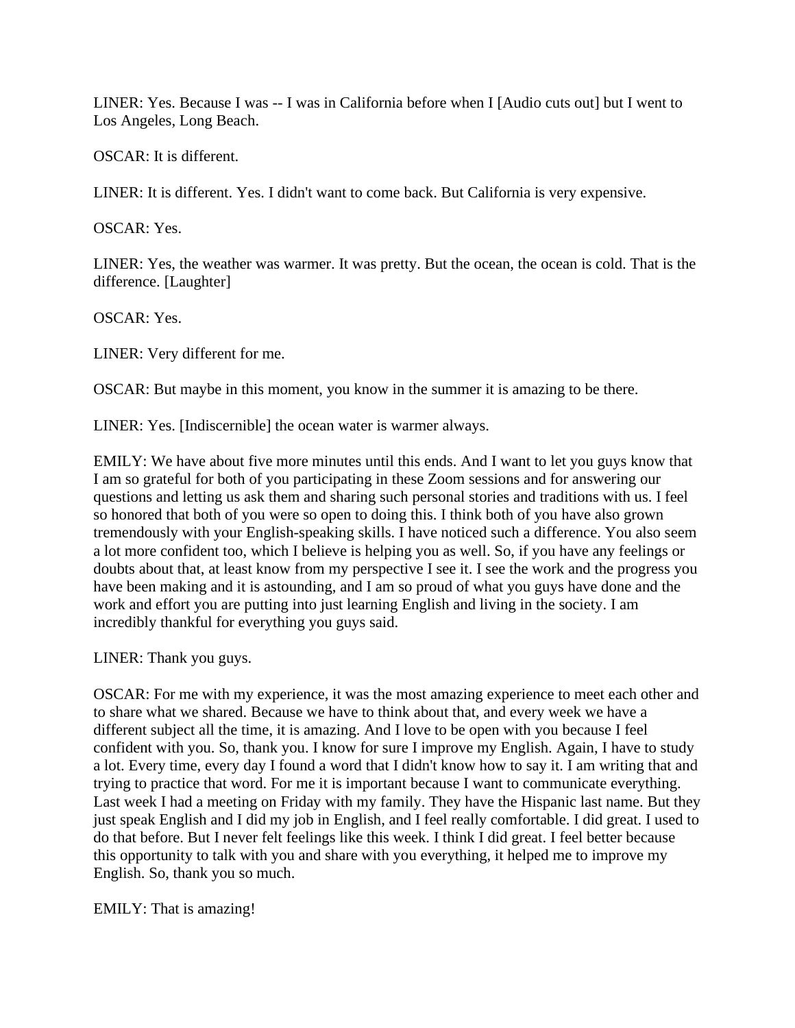LINER: Yes. Because I was -- I was in California before when I [Audio cuts out] but I went to Los Angeles, Long Beach.

OSCAR: It is different.

LINER: It is different. Yes. I didn't want to come back. But California is very expensive.

OSCAR: Yes.

LINER: Yes, the weather was warmer. It was pretty. But the ocean, the ocean is cold. That is the difference. [Laughter]

OSCAR: Yes.

LINER: Very different for me.

OSCAR: But maybe in this moment, you know in the summer it is amazing to be there.

LINER: Yes. [Indiscernible] the ocean water is warmer always.

EMILY: We have about five more minutes until this ends. And I want to let you guys know that I am so grateful for both of you participating in these Zoom sessions and for answering our questions and letting us ask them and sharing such personal stories and traditions with us. I feel so honored that both of you were so open to doing this. I think both of you have also grown tremendously with your English-speaking skills. I have noticed such a difference. You also seem a lot more confident too, which I believe is helping you as well. So, if you have any feelings or doubts about that, at least know from my perspective I see it. I see the work and the progress you have been making and it is astounding, and I am so proud of what you guys have done and the work and effort you are putting into just learning English and living in the society. I am incredibly thankful for everything you guys said.

LINER: Thank you guys.

OSCAR: For me with my experience, it was the most amazing experience to meet each other and to share what we shared. Because we have to think about that, and every week we have a different subject all the time, it is amazing. And I love to be open with you because I feel confident with you. So, thank you. I know for sure I improve my English. Again, I have to study a lot. Every time, every day I found a word that I didn't know how to say it. I am writing that and trying to practice that word. For me it is important because I want to communicate everything. Last week I had a meeting on Friday with my family. They have the Hispanic last name. But they just speak English and I did my job in English, and I feel really comfortable. I did great. I used to do that before. But I never felt feelings like this week. I think I did great. I feel better because this opportunity to talk with you and share with you everything, it helped me to improve my English. So, thank you so much.

EMILY: That is amazing!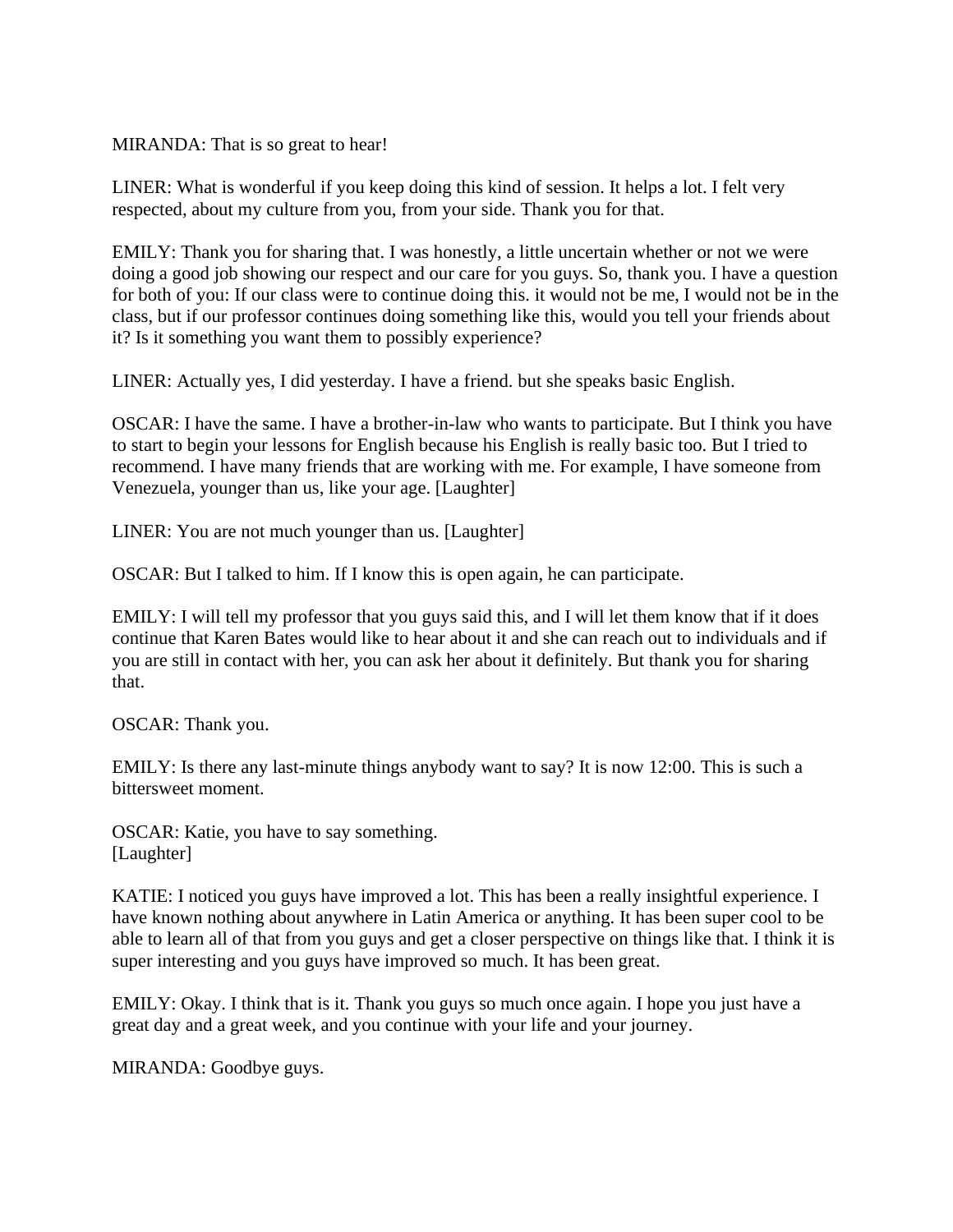MIRANDA: That is so great to hear!

LINER: What is wonderful if you keep doing this kind of session. It helps a lot. I felt very respected, about my culture from you, from your side. Thank you for that.

EMILY: Thank you for sharing that. I was honestly, a little uncertain whether or not we were doing a good job showing our respect and our care for you guys. So, thank you. I have a question for both of you: If our class were to continue doing this. it would not be me, I would not be in the class, but if our professor continues doing something like this, would you tell your friends about it? Is it something you want them to possibly experience?

LINER: Actually yes, I did yesterday. I have a friend. but she speaks basic English.

OSCAR: I have the same. I have a brother-in-law who wants to participate. But I think you have to start to begin your lessons for English because his English is really basic too. But I tried to recommend. I have many friends that are working with me. For example, I have someone from Venezuela, younger than us, like your age. [Laughter]

LINER: You are not much younger than us. [Laughter]

OSCAR: But I talked to him. If I know this is open again, he can participate.

EMILY: I will tell my professor that you guys said this, and I will let them know that if it does continue that Karen Bates would like to hear about it and she can reach out to individuals and if you are still in contact with her, you can ask her about it definitely. But thank you for sharing that.

OSCAR: Thank you.

EMILY: Is there any last-minute things anybody want to say? It is now 12:00. This is such a bittersweet moment.

OSCAR: Katie, you have to say something.
[Laughter]

KATIE: I noticed you guys have improved a lot. This has been a really insightful experience. I have known nothing about anywhere in Latin America or anything. It has been super cool to be able to learn all of that from you guys and get a closer perspective on things like that. I think it is super interesting and you guys have improved so much. It has been great.

EMILY: Okay. I think that is it. Thank you guys so much once again. I hope you just have a great day and a great week, and you continue with your life and your journey.

MIRANDA: Goodbye guys.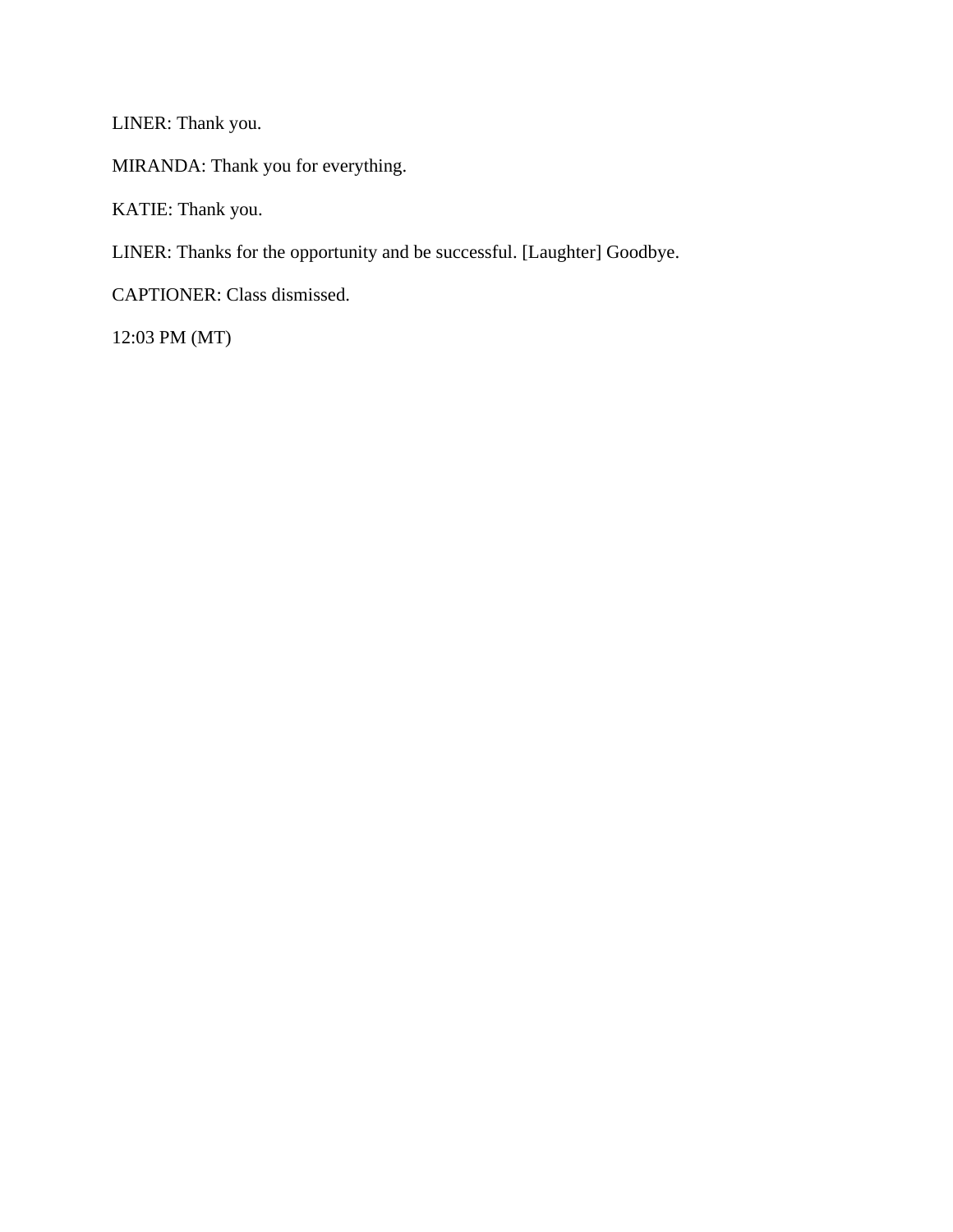LINER: Thank you.

MIRANDA: Thank you for everything.

KATIE: Thank you.

LINER: Thanks for the opportunity and be successful. [Laughter] Goodbye.

CAPTIONER: Class dismissed.

12:03 PM (MT)